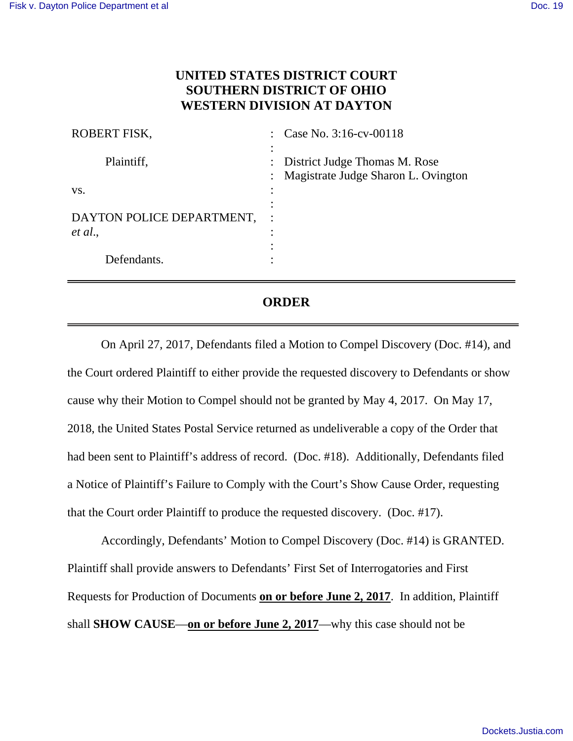# UNITED STATES DISTRICT COURT
# SOUTHERN DISTRICT OF OHIO
# WESTERN DIVISION AT DAYTON

| | | |
|---|---|---|
| ROBERT FISK, | : | Case No. 3:16-cv-00118 |
| | : | |
| Plaintiff, | : | District Judge Thomas M. Rose |
| | : | Magistrate Judge Sharon L. Ovington |
| vs. | : | |
| | : | |
| DAYTON POLICE DEPARTMENT, | : | |
| *et al*., | : | |
| | : | |
| Defendants. | : | |

## ORDER

On April 27, 2017, Defendants filed a Motion to Compel Discovery (Doc. #14), and the Court ordered Plaintiff to either provide the requested discovery to Defendants or show cause why their Motion to Compel should not be granted by May 4, 2017. On May 17, 2018, the United States Postal Service returned as undeliverable a copy of the Order that had been sent to Plaintiff's address of record. (Doc. #18). Additionally, Defendants filed a Notice of Plaintiff's Failure to Comply with the Court's Show Cause Order, requesting that the Court order Plaintiff to produce the requested discovery. (Doc. #17).

Accordingly, Defendants' Motion to Compel Discovery (Doc. #14) is GRANTED. Plaintiff shall provide answers to Defendants' First Set of Interrogatories and First Requests for Production of Documents **on or before June 2, 2017**. In addition, Plaintiff shall **SHOW CAUSE**—**on or before June 2, 2017**—why this case should not be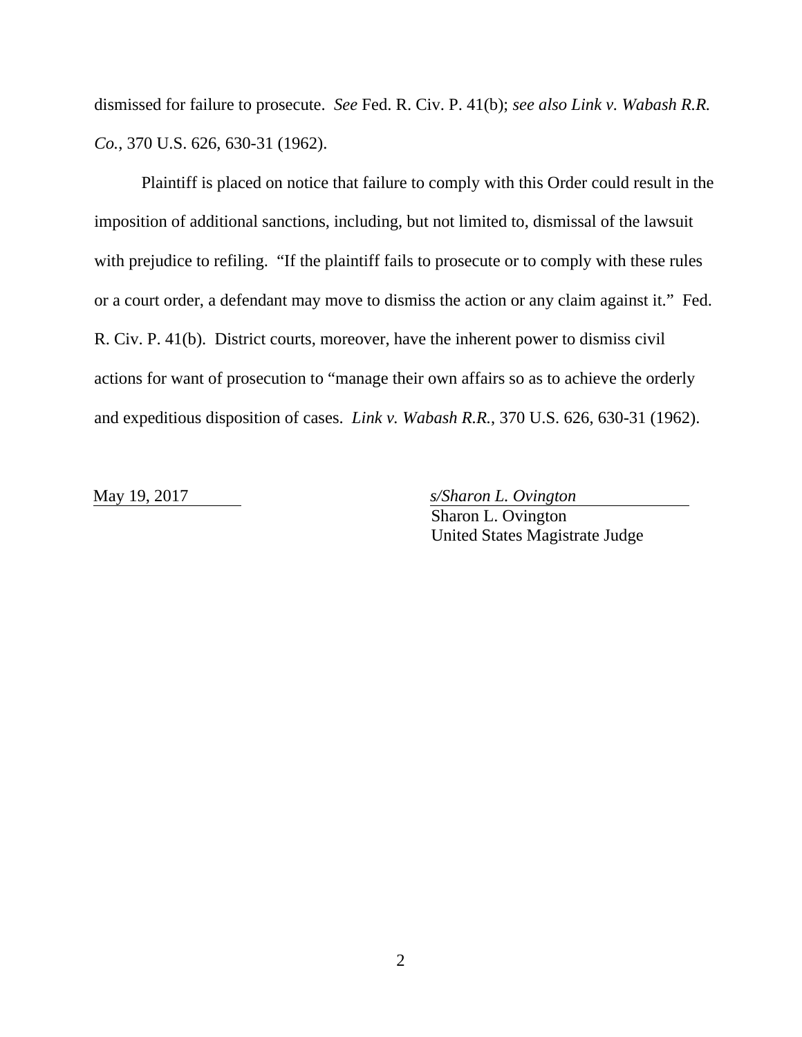dismissed for failure to prosecute. *See* Fed. R. Civ. P. 41(b); *see also Link v. Wabash R.R. Co.*, 370 U.S. 626, 630-31 (1962).

Plaintiff is placed on notice that failure to comply with this Order could result in the imposition of additional sanctions, including, but not limited to, dismissal of the lawsuit with prejudice to refiling. "If the plaintiff fails to prosecute or to comply with these rules or a court order, a defendant may move to dismiss the action or any claim against it." Fed. R. Civ. P. 41(b). District courts, moreover, have the inherent power to dismiss civil actions for want of prosecution to "manage their own affairs so as to achieve the orderly and expeditious disposition of cases. *Link v. Wabash R.R.*, 370 U.S. 626, 630-31 (1962).

May 19, 2017

*s/Sharon L. Ovington*
Sharon L. Ovington
United States Magistrate Judge